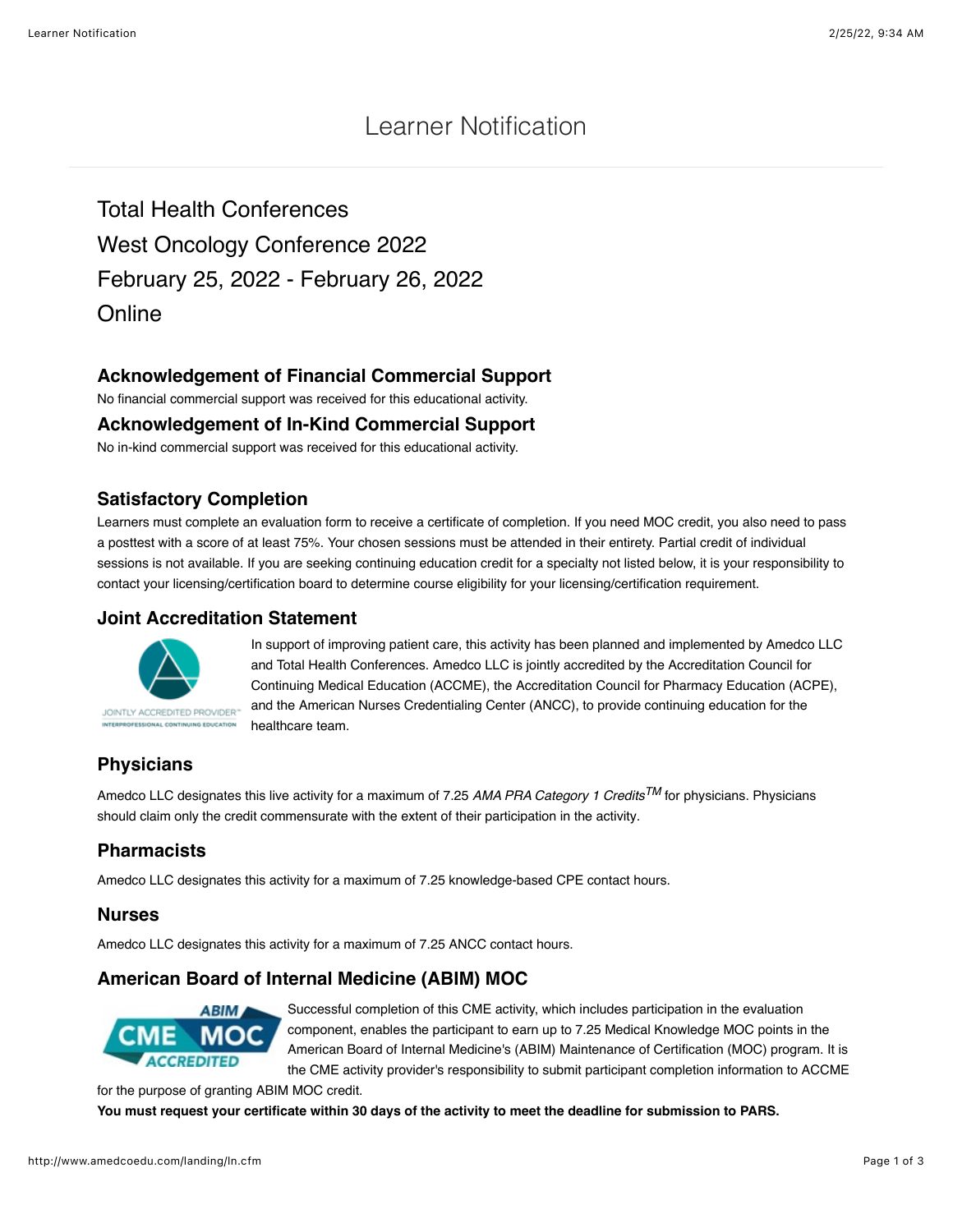# Learner Notification

## Total Health Conferences
## West Oncology Conference 2022
## February 25, 2022 - February 26, 2022
## Online

### Acknowledgement of Financial Commercial Support

No financial commercial support was received for this educational activity.

### Acknowledgement of In-Kind Commercial Support

No in-kind commercial support was received for this educational activity.

### Satisfactory Completion

Learners must complete an evaluation form to receive a certificate of completion. If you need MOC credit, you also need to pass a posttest with a score of at least 75%. Your chosen sessions must be attended in their entirety. Partial credit of individual sessions is not available. If you are seeking continuing education credit for a specialty not listed below, it is your responsibility to contact your licensing/certification board to determine course eligibility for your licensing/certification requirement.

### Joint Accreditation Statement

In support of improving patient care, this activity has been planned and implemented by Amedco LLC and Total Health Conferences. Amedco LLC is jointly accredited by the Accreditation Council for Continuing Medical Education (ACCME), the Accreditation Council for Pharmacy Education (ACPE), and the American Nurses Credentialing Center (ANCC), to provide continuing education for the healthcare team.

### Physicians

Amedco LLC designates this live activity for a maximum of 7.25 *AMA PRA Category 1 Credits*™ for physicians. Physicians should claim only the credit commensurate with the extent of their participation in the activity.

### Pharmacists

Amedco LLC designates this activity for a maximum of 7.25 knowledge-based CPE contact hours.

### Nurses

Amedco LLC designates this activity for a maximum of 7.25 ANCC contact hours.

### American Board of Internal Medicine (ABIM) MOC

Successful completion of this CME activity, which includes participation in the evaluation component, enables the participant to earn up to 7.25 Medical Knowledge MOC points in the American Board of Internal Medicine's (ABIM) Maintenance of Certification (MOC) program. It is the CME activity provider's responsibility to submit participant completion information to ACCME for the purpose of granting ABIM MOC credit.

**You must request your certificate within 30 days of the activity to meet the deadline for submission to PARS.**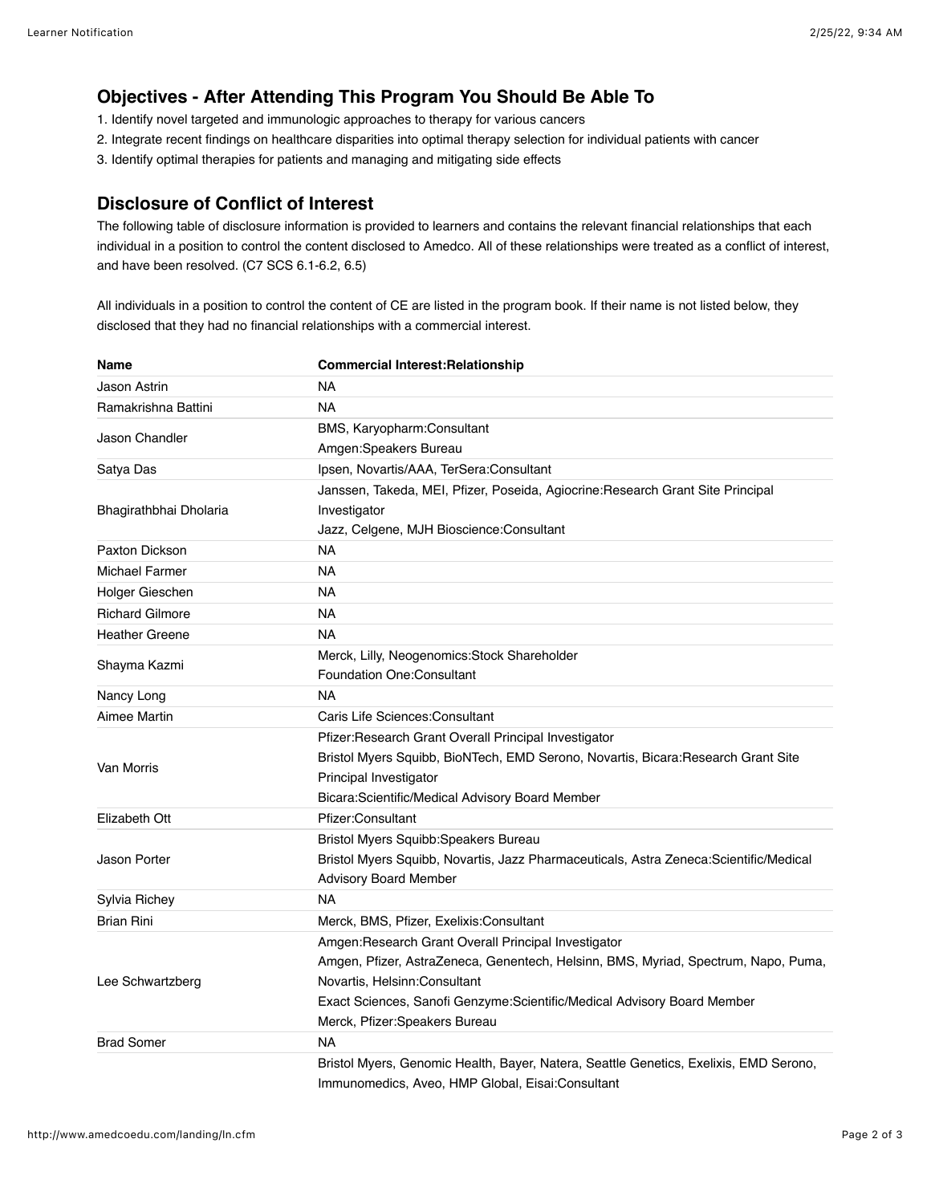## Objectives - After Attending This Program You Should Be Able To

1. Identify novel targeted and immunologic approaches to therapy for various cancers
2. Integrate recent findings on healthcare disparities into optimal therapy selection for individual patients with cancer
3. Identify optimal therapies for patients and managing and mitigating side effects

## Disclosure of Conflict of Interest

The following table of disclosure information is provided to learners and contains the relevant financial relationships that each individual in a position to control the content disclosed to Amedco. All of these relationships were treated as a conflict of interest, and have been resolved. (C7 SCS 6.1-6.2, 6.5)

All individuals in a position to control the content of CE are listed in the program book. If their name is not listed below, they disclosed that they had no financial relationships with a commercial interest.

| Name | Commercial Interest:Relationship |
|---|---|
| Jason Astrin | NA |
| Ramakrishna Battini | NA |
| Jason Chandler | BMS, Karyopharm:Consultant<br>Amgen:Speakers Bureau |
| Satya Das | Ipsen, Novartis/AAA, TerSera:Consultant |
| Bhagirathbhai Dholaria | Janssen, Takeda, MEI, Pfizer, Poseida, Agiocrine:Research Grant Site Principal Investigator<br>Jazz, Celgene, MJH Bioscience:Consultant |
| Paxton Dickson | NA |
| Michael Farmer | NA |
| Holger Gieschen | NA |
| Richard Gilmore | NA |
| Heather Greene | NA |
| Shayma Kazmi | Merck, Lilly, Neogenomics:Stock Shareholder<br>Foundation One:Consultant |
| Nancy Long | NA |
| Aimee Martin | Caris Life Sciences:Consultant |
| Van Morris | Pfizer:Research Grant Overall Principal Investigator<br>Bristol Myers Squibb, BioNTech, EMD Serono, Novartis, Bicara:Research Grant Site Principal Investigator<br>Bicara:Scientific/Medical Advisory Board Member |
| Elizabeth Ott | Pfizer:Consultant |
| Jason Porter | Bristol Myers Squibb:Speakers Bureau<br>Bristol Myers Squibb, Novartis, Jazz Pharmaceuticals, Astra Zeneca:Scientific/Medical Advisory Board Member |
| Sylvia Richey | NA |
| Brian Rini | Merck, BMS, Pfizer, Exelixis:Consultant |
| Lee Schwartzberg | Amgen:Research Grant Overall Principal Investigator<br>Amgen, Pfizer, AstraZeneca, Genentech, Helsinn, BMS, Myriad, Spectrum, Napo, Puma, Novartis, Helsinn:Consultant<br>Exact Sciences, Sanofi Genzyme:Scientific/Medical Advisory Board Member<br>Merck, Pfizer:Speakers Bureau |
| Brad Somer | NA |
| | Bristol Myers, Genomic Health, Bayer, Natera, Seattle Genetics, Exelixis, EMD Serono, Immunomedics, Aveo, HMP Global, Eisai:Consultant |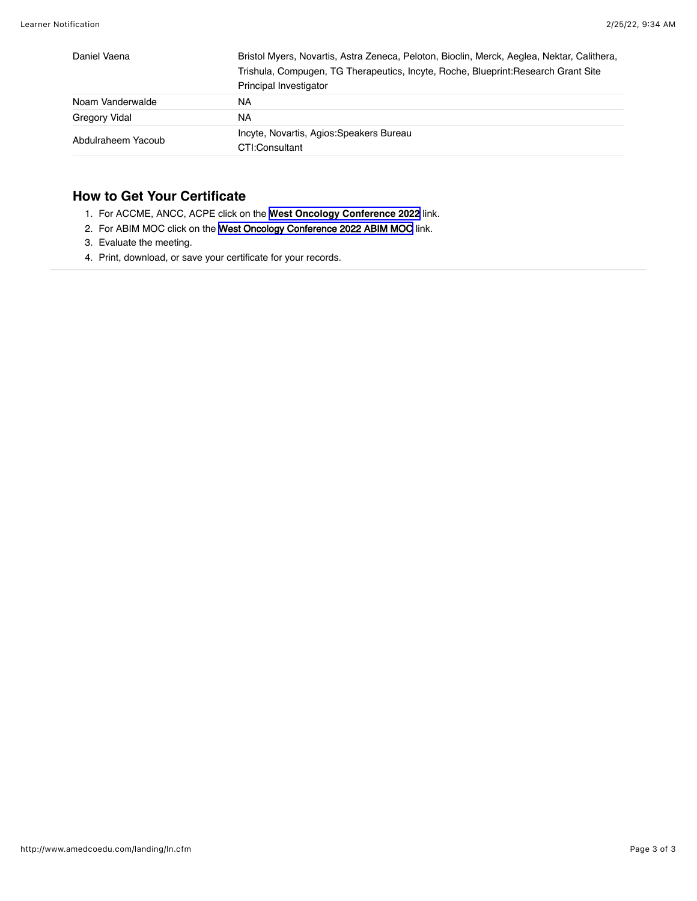| | |
|---|---|
| Daniel Vaena | Bristol Myers, Novartis, Astra Zeneca, Peloton, Bioclin, Merck, Aeglea, Nektar, Calithera, Trishula, Compugen, TG Therapeutics, Incyte, Roche, Blueprint:Research Grant Site Principal Investigator |
| Noam Vanderwalde | NA |
| Gregory Vidal | NA |
| Abdulraheem Yacoub | Incyte, Novartis, Agios:Speakers Bureau<br>CTI:Consultant |

## How to Get Your Certificate

1. For ACCME, ANCC, ACPE click on the **West Oncology Conference 2022** link.
2. For ABIM MOC click on the West Oncology Conference 2022 ABIM MOC link.
3. Evaluate the meeting.
4. Print, download, or save your certificate for your records.